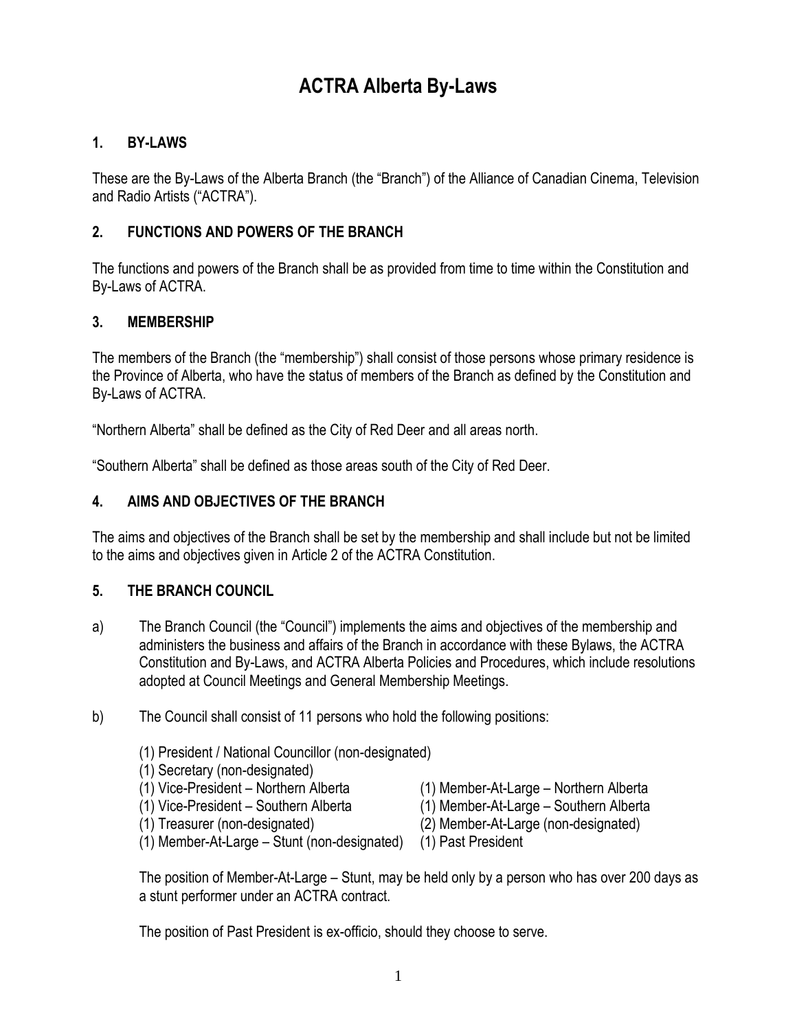# ACTRA Alberta By-Laws

## 1. BY-LAWS

These are the By-Laws of the Alberta Branch (the "Branch") of the Alliance of Canadian Cinema, Television and Radio Artists ("ACTRA").

## 2. FUNCTIONS AND POWERS OF THE BRANCH

The functions and powers of the Branch shall be as provided from time to time within the Constitution and By-Laws of ACTRA.

## 3. MEMBERSHIP

The members of the Branch (the "membership") shall consist of those persons whose primary residence is the Province of Alberta, who have the status of members of the Branch as defined by the Constitution and By-Laws of ACTRA.

"Northern Alberta" shall be defined as the City of Red Deer and all areas north.

"Southern Alberta" shall be defined as those areas south of the City of Red Deer.

## 4. AIMS AND OBJECTIVES OF THE BRANCH

The aims and objectives of the Branch shall be set by the membership and shall include but not be limited to the aims and objectives given in Article 2 of the ACTRA Constitution.

## 5. THE BRANCH COUNCIL

a) The Branch Council (the "Council") implements the aims and objectives of the membership and administers the business and affairs of the Branch in accordance with these Bylaws, the ACTRA Constitution and By-Laws, and ACTRA Alberta Policies and Procedures, which include resolutions adopted at Council Meetings and General Membership Meetings.

b) The Council shall consist of 11 persons who hold the following positions:

- (1) President / National Councillor (non-designated)
- (1) Secretary (non-designated)
- (1) Vice-President – Northern Alberta
- (1) Vice-President – Southern Alberta
- (1) Treasurer (non-designated)
- (1) Member-At-Large – Stunt (non-designated)
- (1) Member-At-Large – Northern Alberta
- (1) Member-At-Large – Southern Alberta
- (2) Member-At-Large (non-designated)
- (1) Past President

The position of Member-At-Large – Stunt, may be held only by a person who has over 200 days as a stunt performer under an ACTRA contract.

The position of Past President is ex-officio, should they choose to serve.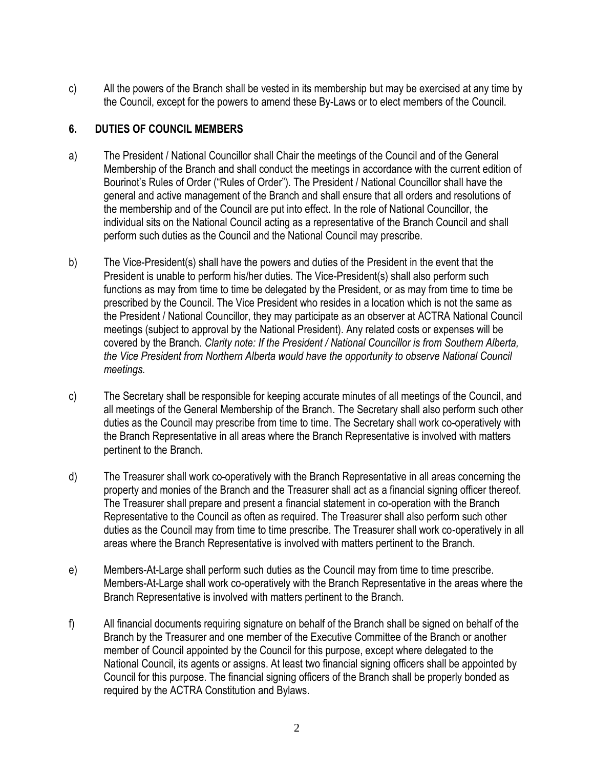c) All the powers of the Branch shall be vested in its membership but may be exercised at any time by the Council, except for the powers to amend these By-Laws or to elect members of the Council.

## 6. DUTIES OF COUNCIL MEMBERS

a) The President / National Councillor shall Chair the meetings of the Council and of the General Membership of the Branch and shall conduct the meetings in accordance with the current edition of Bourinot's Rules of Order ("Rules of Order"). The President / National Councillor shall have the general and active management of the Branch and shall ensure that all orders and resolutions of the membership and of the Council are put into effect. In the role of National Councillor, the individual sits on the National Council acting as a representative of the Branch Council and shall perform such duties as the Council and the National Council may prescribe.

b) The Vice-President(s) shall have the powers and duties of the President in the event that the President is unable to perform his/her duties. The Vice-President(s) shall also perform such functions as may from time to time be delegated by the President, or as may from time to time be prescribed by the Council. The Vice President who resides in a location which is not the same as the President / National Councillor, they may participate as an observer at ACTRA National Council meetings (subject to approval by the National President). Any related costs or expenses will be covered by the Branch. *Clarity note: If the President / National Councillor is from Southern Alberta, the Vice President from Northern Alberta would have the opportunity to observe National Council meetings.*

c) The Secretary shall be responsible for keeping accurate minutes of all meetings of the Council, and all meetings of the General Membership of the Branch. The Secretary shall also perform such other duties as the Council may prescribe from time to time. The Secretary shall work co-operatively with the Branch Representative in all areas where the Branch Representative is involved with matters pertinent to the Branch.

d) The Treasurer shall work co-operatively with the Branch Representative in all areas concerning the property and monies of the Branch and the Treasurer shall act as a financial signing officer thereof. The Treasurer shall prepare and present a financial statement in co-operation with the Branch Representative to the Council as often as required. The Treasurer shall also perform such other duties as the Council may from time to time prescribe. The Treasurer shall work co-operatively in all areas where the Branch Representative is involved with matters pertinent to the Branch.

e) Members-At-Large shall perform such duties as the Council may from time to time prescribe. Members-At-Large shall work co-operatively with the Branch Representative in the areas where the Branch Representative is involved with matters pertinent to the Branch.

f) All financial documents requiring signature on behalf of the Branch shall be signed on behalf of the Branch by the Treasurer and one member of the Executive Committee of the Branch or another member of Council appointed by the Council for this purpose, except where delegated to the National Council, its agents or assigns. At least two financial signing officers shall be appointed by Council for this purpose. The financial signing officers of the Branch shall be properly bonded as required by the ACTRA Constitution and Bylaws.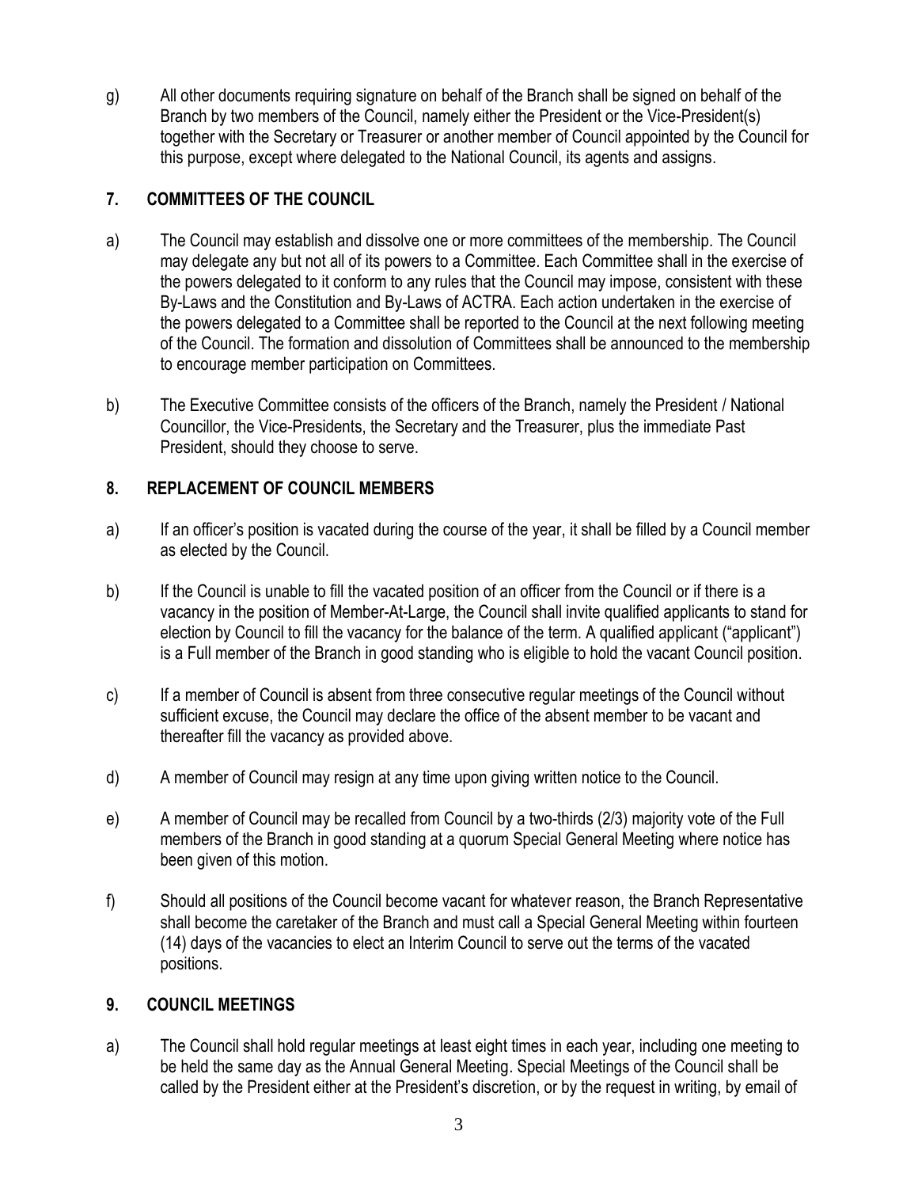g) All other documents requiring signature on behalf of the Branch shall be signed on behalf of the Branch by two members of the Council, namely either the President or the Vice-President(s) together with the Secretary or Treasurer or another member of Council appointed by the Council for this purpose, except where delegated to the National Council, its agents and assigns.

## 7. COMMITTEES OF THE COUNCIL

a) The Council may establish and dissolve one or more committees of the membership. The Council may delegate any but not all of its powers to a Committee. Each Committee shall in the exercise of the powers delegated to it conform to any rules that the Council may impose, consistent with these By-Laws and the Constitution and By-Laws of ACTRA. Each action undertaken in the exercise of the powers delegated to a Committee shall be reported to the Council at the next following meeting of the Council. The formation and dissolution of Committees shall be announced to the membership to encourage member participation on Committees.

b) The Executive Committee consists of the officers of the Branch, namely the President / National Councillor, the Vice-Presidents, the Secretary and the Treasurer, plus the immediate Past President, should they choose to serve.

## 8. REPLACEMENT OF COUNCIL MEMBERS

a) If an officer's position is vacated during the course of the year, it shall be filled by a Council member as elected by the Council.

b) If the Council is unable to fill the vacated position of an officer from the Council or if there is a vacancy in the position of Member-At-Large, the Council shall invite qualified applicants to stand for election by Council to fill the vacancy for the balance of the term. A qualified applicant ("applicant") is a Full member of the Branch in good standing who is eligible to hold the vacant Council position.

c) If a member of Council is absent from three consecutive regular meetings of the Council without sufficient excuse, the Council may declare the office of the absent member to be vacant and thereafter fill the vacancy as provided above.

d) A member of Council may resign at any time upon giving written notice to the Council.

e) A member of Council may be recalled from Council by a two-thirds (2/3) majority vote of the Full members of the Branch in good standing at a quorum Special General Meeting where notice has been given of this motion.

f) Should all positions of the Council become vacant for whatever reason, the Branch Representative shall become the caretaker of the Branch and must call a Special General Meeting within fourteen (14) days of the vacancies to elect an Interim Council to serve out the terms of the vacated positions.

## 9. COUNCIL MEETINGS

a) The Council shall hold regular meetings at least eight times in each year, including one meeting to be held the same day as the Annual General Meeting. Special Meetings of the Council shall be called by the President either at the President's discretion, or by the request in writing, by email of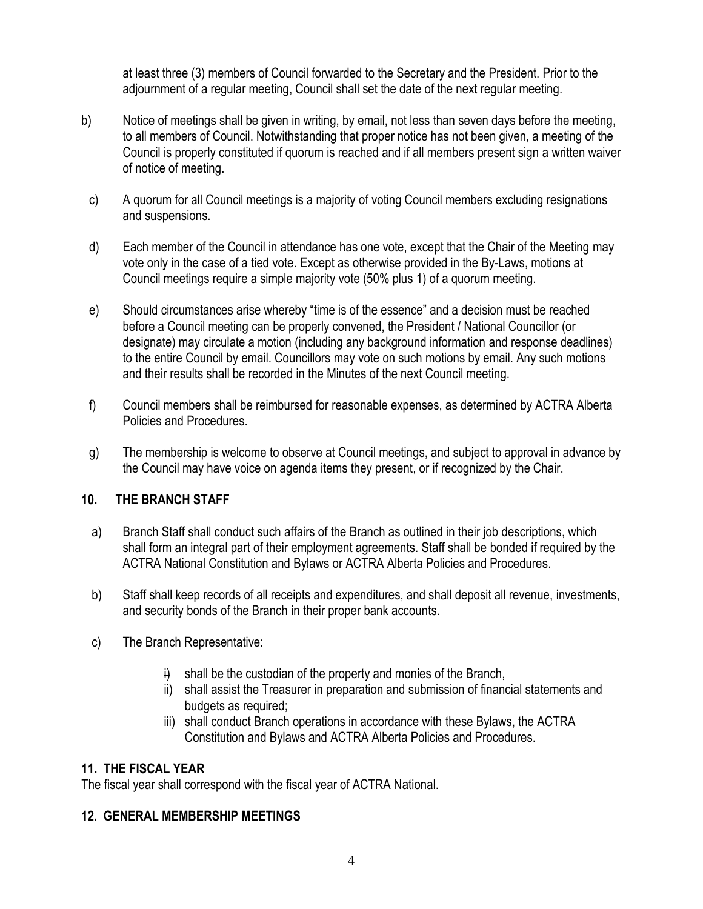at least three (3) members of Council forwarded to the Secretary and the President. Prior to the adjournment of a regular meeting, Council shall set the date of the next regular meeting.

b) Notice of meetings shall be given in writing, by email, not less than seven days before the meeting, to all members of Council. Notwithstanding that proper notice has not been given, a meeting of the Council is properly constituted if quorum is reached and if all members present sign a written waiver of notice of meeting.

c) A quorum for all Council meetings is a majority of voting Council members excluding resignations and suspensions.

d) Each member of the Council in attendance has one vote, except that the Chair of the Meeting may vote only in the case of a tied vote. Except as otherwise provided in the By-Laws, motions at Council meetings require a simple majority vote (50% plus 1) of a quorum meeting.

e) Should circumstances arise whereby "time is of the essence" and a decision must be reached before a Council meeting can be properly convened, the President / National Councillor (or designate) may circulate a motion (including any background information and response deadlines) to the entire Council by email. Councillors may vote on such motions by email. Any such motions and their results shall be recorded in the Minutes of the next Council meeting.

f) Council members shall be reimbursed for reasonable expenses, as determined by ACTRA Alberta Policies and Procedures.

g) The membership is welcome to observe at Council meetings, and subject to approval in advance by the Council may have voice on agenda items they present, or if recognized by the Chair.

## 10. THE BRANCH STAFF

a) Branch Staff shall conduct such affairs of the Branch as outlined in their job descriptions, which shall form an integral part of their employment agreements. Staff shall be bonded if required by the ACTRA National Constitution and Bylaws or ACTRA Alberta Policies and Procedures.

b) Staff shall keep records of all receipts and expenditures, and shall deposit all revenue, investments, and security bonds of the Branch in their proper bank accounts.

c) The Branch Representative:

   i) shall be the custodian of the property and monies of the Branch,
   ii) shall assist the Treasurer in preparation and submission of financial statements and budgets as required;
   iii) shall conduct Branch operations in accordance with these Bylaws, the ACTRA Constitution and Bylaws and ACTRA Alberta Policies and Procedures.

## 11. THE FISCAL YEAR

The fiscal year shall correspond with the fiscal year of ACTRA National.

## 12. GENERAL MEMBERSHIP MEETINGS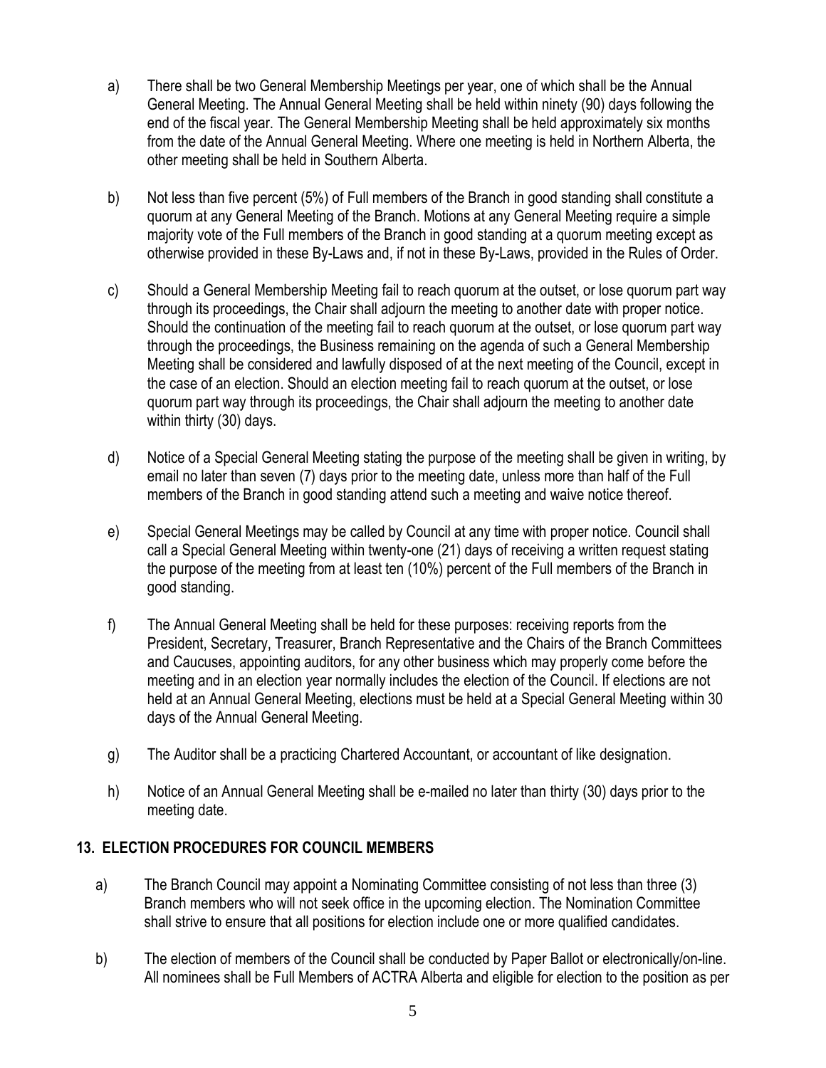a) There shall be two General Membership Meetings per year, one of which shall be the Annual General Meeting. The Annual General Meeting shall be held within ninety (90) days following the end of the fiscal year. The General Membership Meeting shall be held approximately six months from the date of the Annual General Meeting. Where one meeting is held in Northern Alberta, the other meeting shall be held in Southern Alberta.

b) Not less than five percent (5%) of Full members of the Branch in good standing shall constitute a quorum at any General Meeting of the Branch. Motions at any General Meeting require a simple majority vote of the Full members of the Branch in good standing at a quorum meeting except as otherwise provided in these By-Laws and, if not in these By-Laws, provided in the Rules of Order.

c) Should a General Membership Meeting fail to reach quorum at the outset, or lose quorum part way through its proceedings, the Chair shall adjourn the meeting to another date with proper notice. Should the continuation of the meeting fail to reach quorum at the outset, or lose quorum part way through the proceedings, the Business remaining on the agenda of such a General Membership Meeting shall be considered and lawfully disposed of at the next meeting of the Council, except in the case of an election. Should an election meeting fail to reach quorum at the outset, or lose quorum part way through its proceedings, the Chair shall adjourn the meeting to another date within thirty (30) days.

d) Notice of a Special General Meeting stating the purpose of the meeting shall be given in writing, by email no later than seven (7) days prior to the meeting date, unless more than half of the Full members of the Branch in good standing attend such a meeting and waive notice thereof.

e) Special General Meetings may be called by Council at any time with proper notice. Council shall call a Special General Meeting within twenty-one (21) days of receiving a written request stating the purpose of the meeting from at least ten (10%) percent of the Full members of the Branch in good standing.

f) The Annual General Meeting shall be held for these purposes: receiving reports from the President, Secretary, Treasurer, Branch Representative and the Chairs of the Branch Committees and Caucuses, appointing auditors, for any other business which may properly come before the meeting and in an election year normally includes the election of the Council. If elections are not held at an Annual General Meeting, elections must be held at a Special General Meeting within 30 days of the Annual General Meeting.

g) The Auditor shall be a practicing Chartered Accountant, or accountant of like designation.

h) Notice of an Annual General Meeting shall be e-mailed no later than thirty (30) days prior to the meeting date.

## 13. ELECTION PROCEDURES FOR COUNCIL MEMBERS

a) The Branch Council may appoint a Nominating Committee consisting of not less than three (3) Branch members who will not seek office in the upcoming election. The Nomination Committee shall strive to ensure that all positions for election include one or more qualified candidates.

b) The election of members of the Council shall be conducted by Paper Ballot or electronically/on-line. All nominees shall be Full Members of ACTRA Alberta and eligible for election to the position as per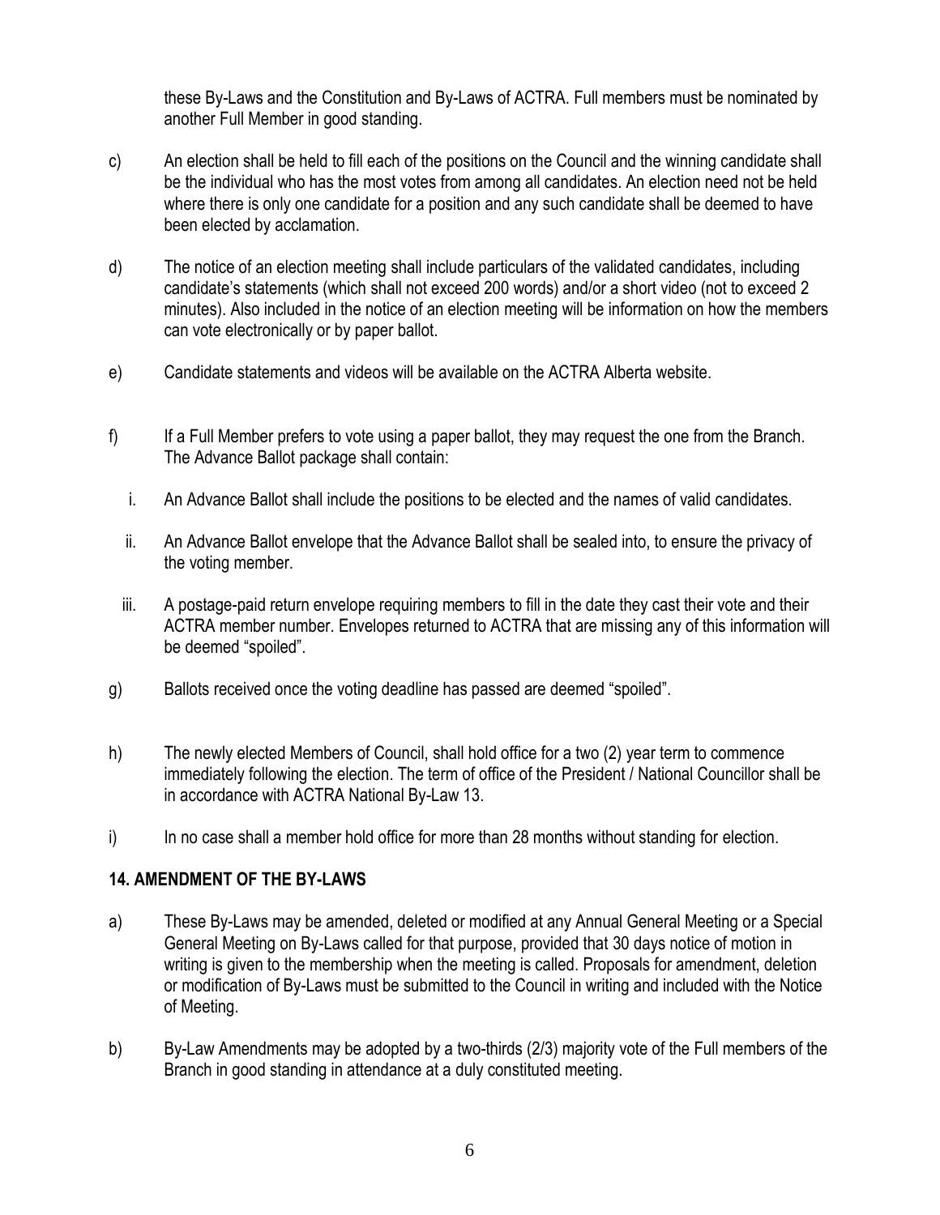these By-Laws and the Constitution and By-Laws of ACTRA. Full members must be nominated by another Full Member in good standing.

c) An election shall be held to fill each of the positions on the Council and the winning candidate shall be the individual who has the most votes from among all candidates. An election need not be held where there is only one candidate for a position and any such candidate shall be deemed to have been elected by acclamation.

d) The notice of an election meeting shall include particulars of the validated candidates, including candidate's statements (which shall not exceed 200 words) and/or a short video (not to exceed 2 minutes). Also included in the notice of an election meeting will be information on how the members can vote electronically or by paper ballot.

e) Candidate statements and videos will be available on the ACTRA Alberta website.

f) If a Full Member prefers to vote using a paper ballot, they may request the one from the Branch. The Advance Ballot package shall contain:

   i. An Advance Ballot shall include the positions to be elected and the names of valid candidates.

   ii. An Advance Ballot envelope that the Advance Ballot shall be sealed into, to ensure the privacy of the voting member.

   iii. A postage-paid return envelope requiring members to fill in the date they cast their vote and their ACTRA member number. Envelopes returned to ACTRA that are missing any of this information will be deemed "spoiled".

g) Ballots received once the voting deadline has passed are deemed "spoiled".

h) The newly elected Members of Council, shall hold office for a two (2) year term to commence immediately following the election. The term of office of the President / National Councillor shall be in accordance with ACTRA National By-Law 13.

i) In no case shall a member hold office for more than 28 months without standing for election.

## 14. AMENDMENT OF THE BY-LAWS

a) These By-Laws may be amended, deleted or modified at any Annual General Meeting or a Special General Meeting on By-Laws called for that purpose, provided that 30 days notice of motion in writing is given to the membership when the meeting is called. Proposals for amendment, deletion or modification of By-Laws must be submitted to the Council in writing and included with the Notice of Meeting.

b) By-Law Amendments may be adopted by a two-thirds (2/3) majority vote of the Full members of the Branch in good standing in attendance at a duly constituted meeting.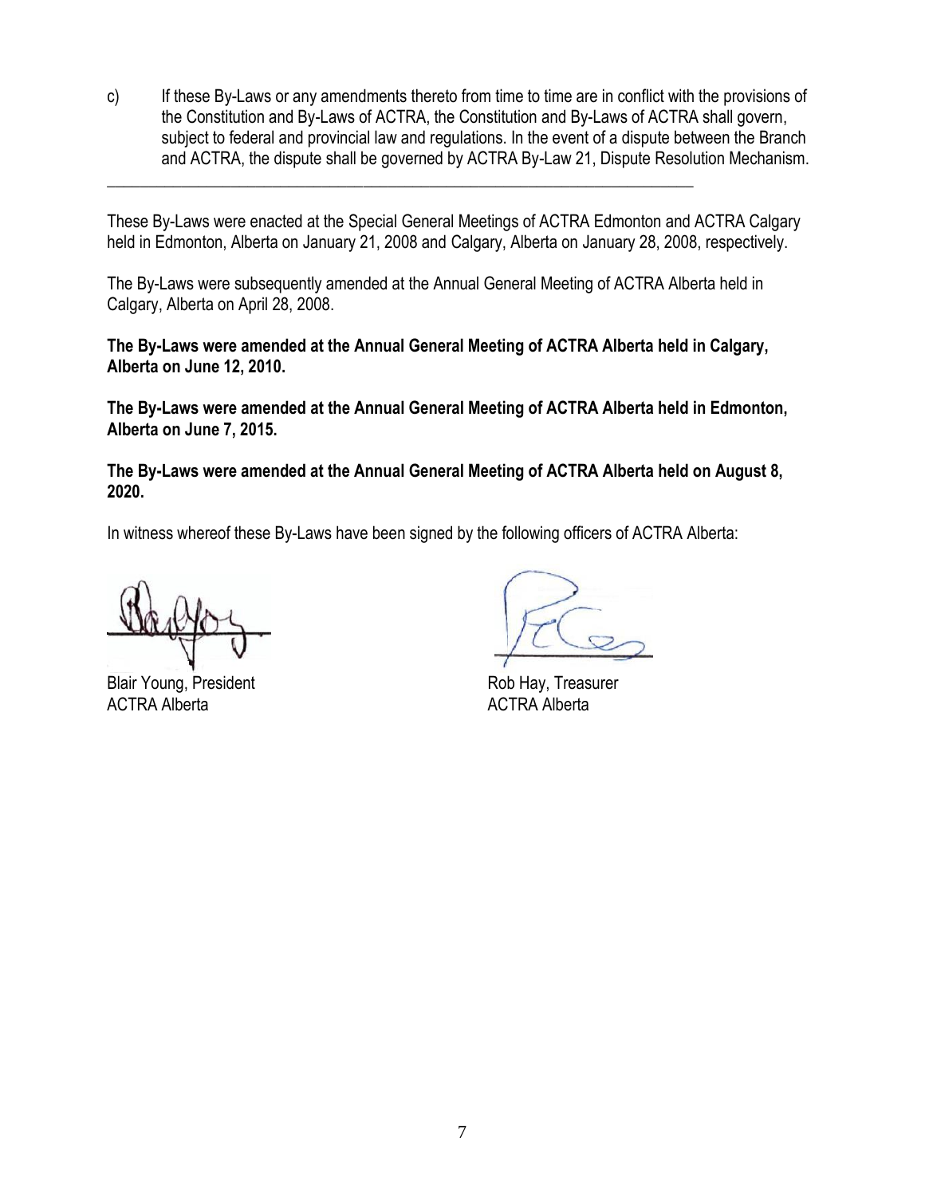c) If these By-Laws or any amendments thereto from time to time are in conflict with the provisions of the Constitution and By-Laws of ACTRA, the Constitution and By-Laws of ACTRA shall govern, subject to federal and provincial law and regulations. In the event of a dispute between the Branch and ACTRA, the dispute shall be governed by ACTRA By-Law 21, Dispute Resolution Mechanism.

---

These By-Laws were enacted at the Special General Meetings of ACTRA Edmonton and ACTRA Calgary held in Edmonton, Alberta on January 21, 2008 and Calgary, Alberta on January 28, 2008, respectively.

The By-Laws were subsequently amended at the Annual General Meeting of ACTRA Alberta held in Calgary, Alberta on April 28, 2008.

**The By-Laws were amended at the Annual General Meeting of ACTRA Alberta held in Calgary, Alberta on June 12, 2010.**

**The By-Laws were amended at the Annual General Meeting of ACTRA Alberta held in Edmonton, Alberta on June 7, 2015.**

**The By-Laws were amended at the Annual General Meeting of ACTRA Alberta held on August 8, 2020.**

In witness whereof these By-Laws have been signed by the following officers of ACTRA Alberta:

Blair Young, President
ACTRA Alberta

Rob Hay, Treasurer
ACTRA Alberta